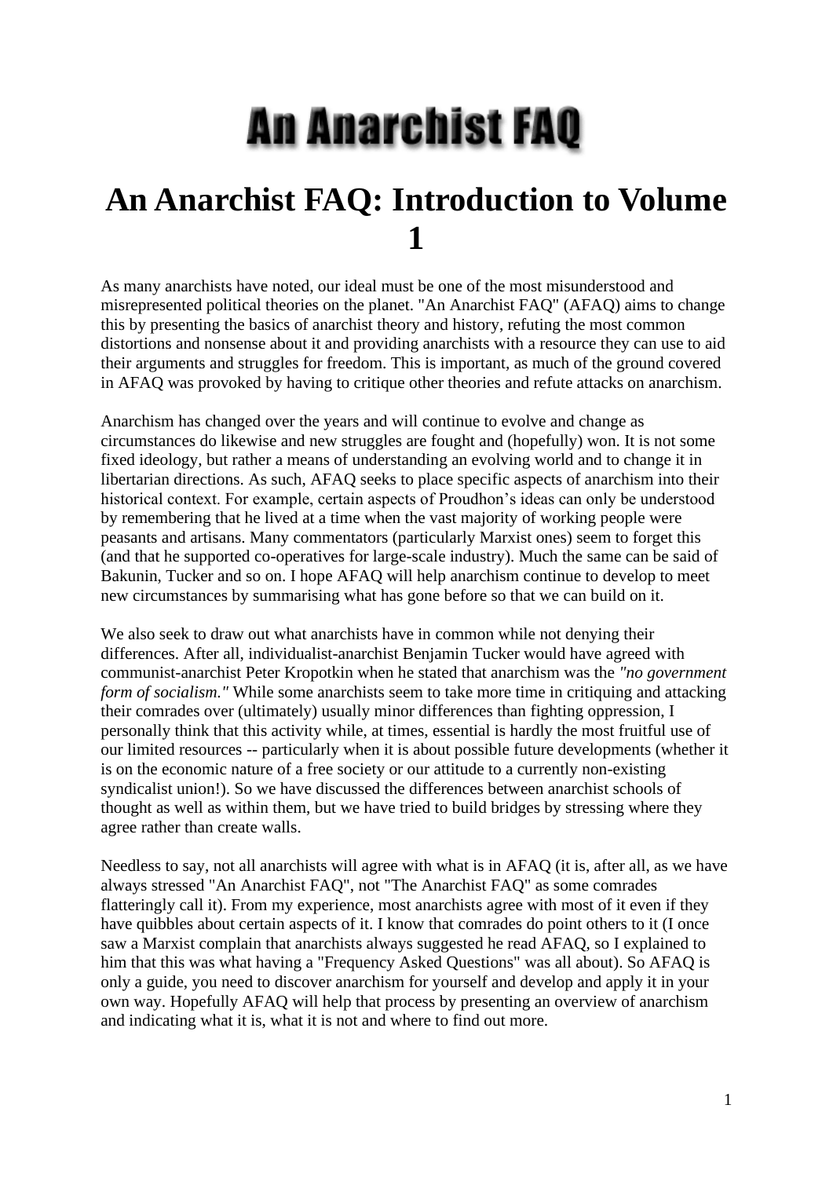# An Anarchist FAQ

## An Anarchist FAQ: Introduction to Volume 1

As many anarchists have noted, our ideal must be one of the most misunderstood and misrepresented political theories on the planet. "An Anarchist FAQ" (AFAQ) aims to change this by presenting the basics of anarchist theory and history, refuting the most common distortions and nonsense about it and providing anarchists with a resource they can use to aid their arguments and struggles for freedom. This is important, as much of the ground covered in AFAQ was provoked by having to critique other theories and refute attacks on anarchism.

Anarchism has changed over the years and will continue to evolve and change as circumstances do likewise and new struggles are fought and (hopefully) won. It is not some fixed ideology, but rather a means of understanding an evolving world and to change it in libertarian directions. As such, AFAQ seeks to place specific aspects of anarchism into their historical context. For example, certain aspects of Proudhon's ideas can only be understood by remembering that he lived at a time when the vast majority of working people were peasants and artisans. Many commentators (particularly Marxist ones) seem to forget this (and that he supported co-operatives for large-scale industry). Much the same can be said of Bakunin, Tucker and so on. I hope AFAQ will help anarchism continue to develop to meet new circumstances by summarising what has gone before so that we can build on it.

We also seek to draw out what anarchists have in common while not denying their differences. After all, individualist-anarchist Benjamin Tucker would have agreed with communist-anarchist Peter Kropotkin when he stated that anarchism was the *"no government form of socialism."* While some anarchists seem to take more time in critiquing and attacking their comrades over (ultimately) usually minor differences than fighting oppression, I personally think that this activity while, at times, essential is hardly the most fruitful use of our limited resources -- particularly when it is about possible future developments (whether it is on the economic nature of a free society or our attitude to a currently non-existing syndicalist union!). So we have discussed the differences between anarchist schools of thought as well as within them, but we have tried to build bridges by stressing where they agree rather than create walls.

Needless to say, not all anarchists will agree with what is in AFAQ (it is, after all, as we have always stressed "An Anarchist FAQ", not "The Anarchist FAQ" as some comrades flatteringly call it). From my experience, most anarchists agree with most of it even if they have quibbles about certain aspects of it. I know that comrades do point others to it (I once saw a Marxist complain that anarchists always suggested he read AFAQ, so I explained to him that this was what having a "Frequency Asked Questions" was all about). So AFAQ is only a guide, you need to discover anarchism for yourself and develop and apply it in your own way. Hopefully AFAQ will help that process by presenting an overview of anarchism and indicating what it is, what it is not and where to find out more.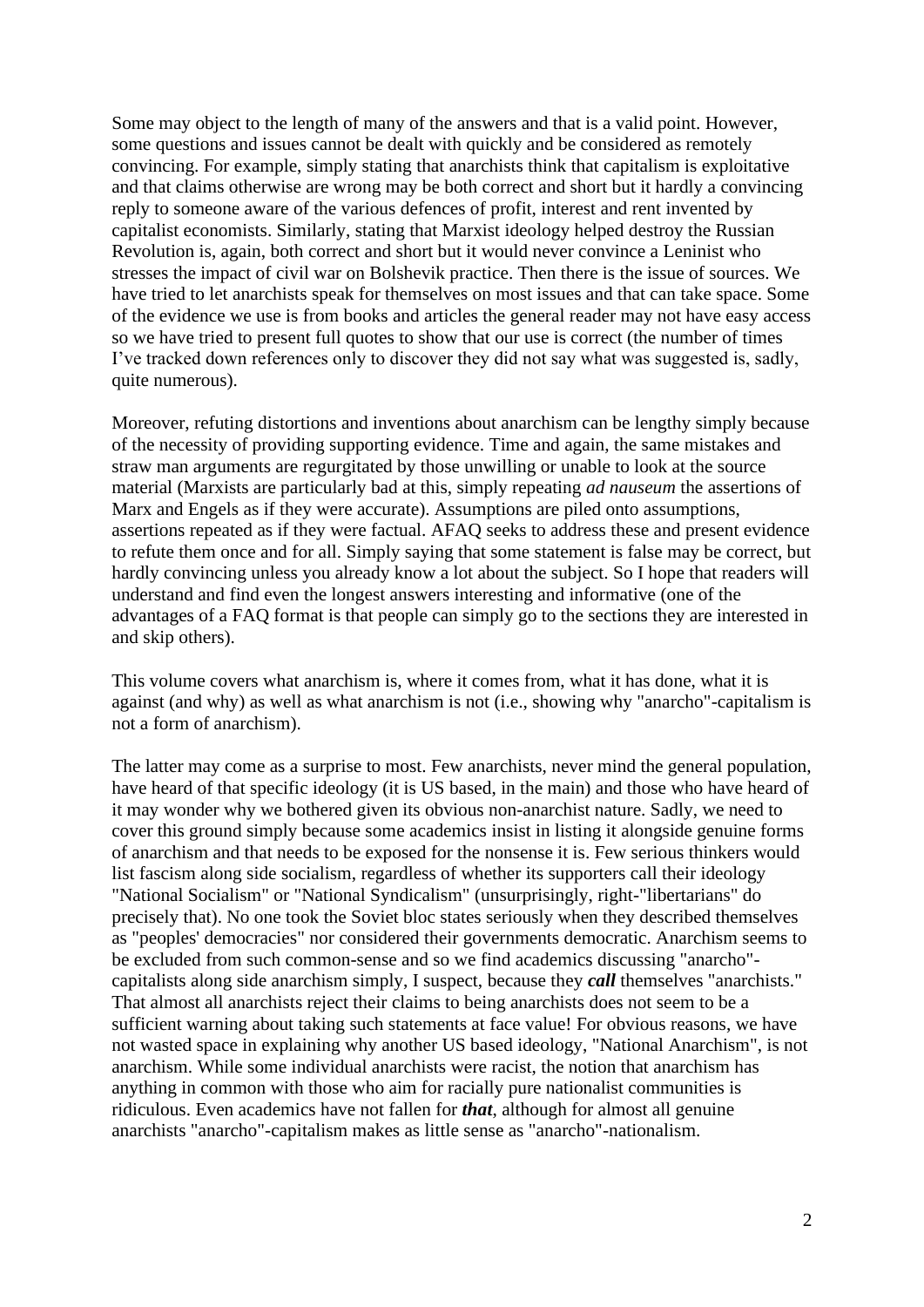Some may object to the length of many of the answers and that is a valid point. However, some questions and issues cannot be dealt with quickly and be considered as remotely convincing. For example, simply stating that anarchists think that capitalism is exploitative and that claims otherwise are wrong may be both correct and short but it hardly a convincing reply to someone aware of the various defences of profit, interest and rent invented by capitalist economists. Similarly, stating that Marxist ideology helped destroy the Russian Revolution is, again, both correct and short but it would never convince a Leninist who stresses the impact of civil war on Bolshevik practice. Then there is the issue of sources. We have tried to let anarchists speak for themselves on most issues and that can take space. Some of the evidence we use is from books and articles the general reader may not have easy access so we have tried to present full quotes to show that our use is correct (the number of times I've tracked down references only to discover they did not say what was suggested is, sadly, quite numerous).

Moreover, refuting distortions and inventions about anarchism can be lengthy simply because of the necessity of providing supporting evidence. Time and again, the same mistakes and straw man arguments are regurgitated by those unwilling or unable to look at the source material (Marxists are particularly bad at this, simply repeating *ad nauseum* the assertions of Marx and Engels as if they were accurate). Assumptions are piled onto assumptions, assertions repeated as if they were factual. AFAQ seeks to address these and present evidence to refute them once and for all. Simply saying that some statement is false may be correct, but hardly convincing unless you already know a lot about the subject. So I hope that readers will understand and find even the longest answers interesting and informative (one of the advantages of a FAQ format is that people can simply go to the sections they are interested in and skip others).

This volume covers what anarchism is, where it comes from, what it has done, what it is against (and why) as well as what anarchism is not (i.e., showing why "anarcho"-capitalism is not a form of anarchism).

The latter may come as a surprise to most. Few anarchists, never mind the general population, have heard of that specific ideology (it is US based, in the main) and those who have heard of it may wonder why we bothered given its obvious non-anarchist nature. Sadly, we need to cover this ground simply because some academics insist in listing it alongside genuine forms of anarchism and that needs to be exposed for the nonsense it is. Few serious thinkers would list fascism along side socialism, regardless of whether its supporters call their ideology "National Socialism" or "National Syndicalism" (unsurprisingly, right-"libertarians" do precisely that). No one took the Soviet bloc states seriously when they described themselves as "peoples' democracies" nor considered their governments democratic. Anarchism seems to be excluded from such common-sense and so we find academics discussing "anarcho"-capitalists along side anarchism simply, I suspect, because they ***call*** themselves "anarchists." That almost all anarchists reject their claims to being anarchists does not seem to be a sufficient warning about taking such statements at face value! For obvious reasons, we have not wasted space in explaining why another US based ideology, "National Anarchism", is not anarchism. While some individual anarchists were racist, the notion that anarchism has anything in common with those who aim for racially pure nationalist communities is ridiculous. Even academics have not fallen for ***that***, although for almost all genuine anarchists "anarcho"-capitalism makes as little sense as "anarcho"-nationalism.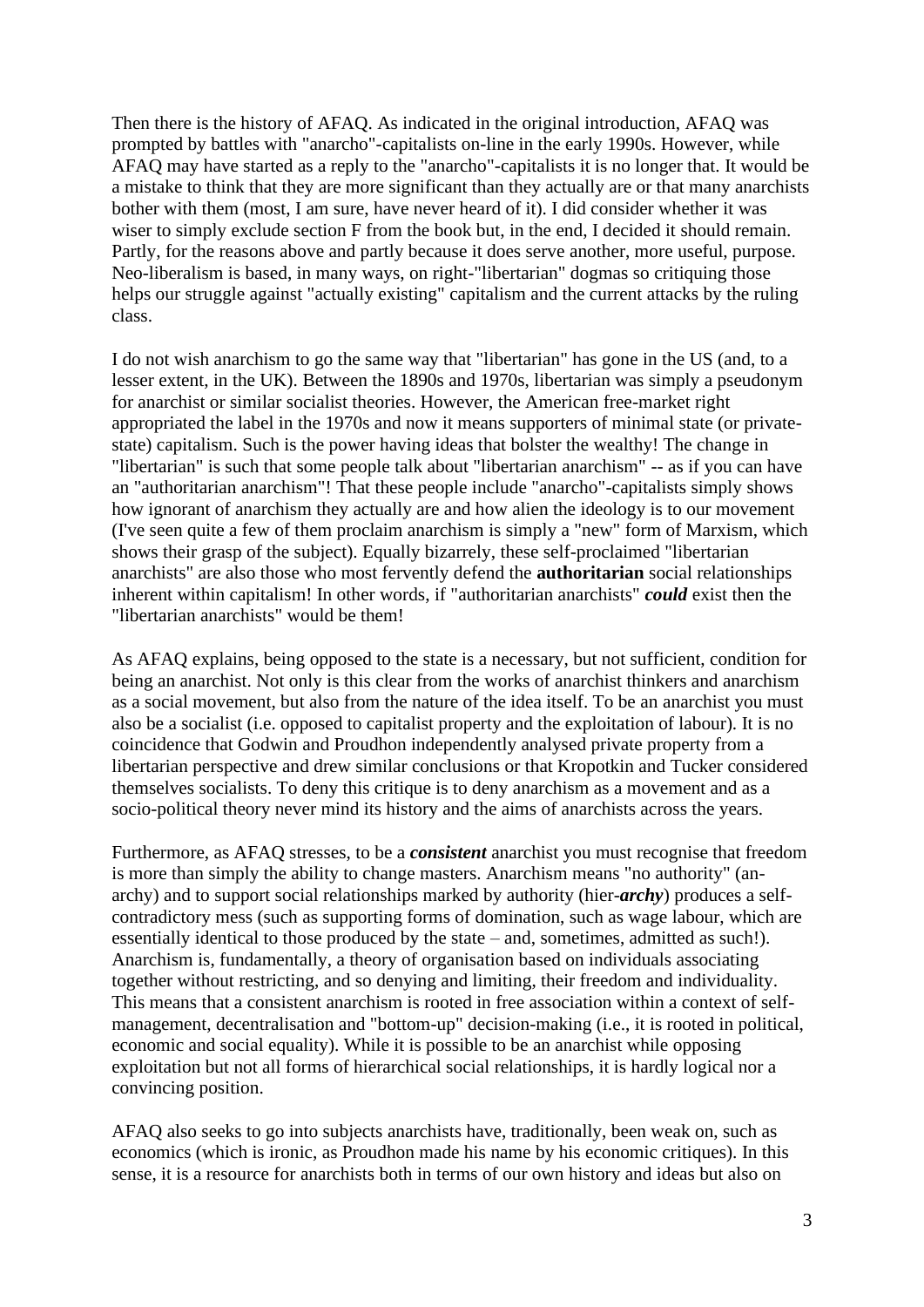Then there is the history of AFAQ. As indicated in the original introduction, AFAQ was prompted by battles with "anarcho"-capitalists on-line in the early 1990s. However, while AFAQ may have started as a reply to the "anarcho"-capitalists it is no longer that. It would be a mistake to think that they are more significant than they actually are or that many anarchists bother with them (most, I am sure, have never heard of it). I did consider whether it was wiser to simply exclude section F from the book but, in the end, I decided it should remain. Partly, for the reasons above and partly because it does serve another, more useful, purpose. Neo-liberalism is based, in many ways, on right-"libertarian" dogmas so critiquing those helps our struggle against "actually existing" capitalism and the current attacks by the ruling class.

I do not wish anarchism to go the same way that "libertarian" has gone in the US (and, to a lesser extent, in the UK). Between the 1890s and 1970s, libertarian was simply a pseudonym for anarchist or similar socialist theories. However, the American free-market right appropriated the label in the 1970s and now it means supporters of minimal state (or private-state) capitalism. Such is the power having ideas that bolster the wealthy! The change in "libertarian" is such that some people talk about "libertarian anarchism" -- as if you can have an "authoritarian anarchism"! That these people include "anarcho"-capitalists simply shows how ignorant of anarchism they actually are and how alien the ideology is to our movement (I've seen quite a few of them proclaim anarchism is simply a "new" form of Marxism, which shows their grasp of the subject). Equally bizarrely, these self-proclaimed "libertarian anarchists" are also those who most fervently defend the **authoritarian** social relationships inherent within capitalism! In other words, if "authoritarian anarchists" ***could*** exist then the "libertarian anarchists" would be them!

As AFAQ explains, being opposed to the state is a necessary, but not sufficient, condition for being an anarchist. Not only is this clear from the works of anarchist thinkers and anarchism as a social movement, but also from the nature of the idea itself. To be an anarchist you must also be a socialist (i.e. opposed to capitalist property and the exploitation of labour). It is no coincidence that Godwin and Proudhon independently analysed private property from a libertarian perspective and drew similar conclusions or that Kropotkin and Tucker considered themselves socialists. To deny this critique is to deny anarchism as a movement and as a socio-political theory never mind its history and the aims of anarchists across the years.

Furthermore, as AFAQ stresses, to be a ***consistent*** anarchist you must recognise that freedom is more than simply the ability to change masters. Anarchism means "no authority" (an-archy) and to support social relationships marked by authority (hier-***archy***) produces a self-contradictory mess (such as supporting forms of domination, such as wage labour, which are essentially identical to those produced by the state – and, sometimes, admitted as such!). Anarchism is, fundamentally, a theory of organisation based on individuals associating together without restricting, and so denying and limiting, their freedom and individuality. This means that a consistent anarchism is rooted in free association within a context of self-management, decentralisation and "bottom-up" decision-making (i.e., it is rooted in political, economic and social equality). While it is possible to be an anarchist while opposing exploitation but not all forms of hierarchical social relationships, it is hardly logical nor a convincing position.

AFAQ also seeks to go into subjects anarchists have, traditionally, been weak on, such as economics (which is ironic, as Proudhon made his name by his economic critiques). In this sense, it is a resource for anarchists both in terms of our own history and ideas but also on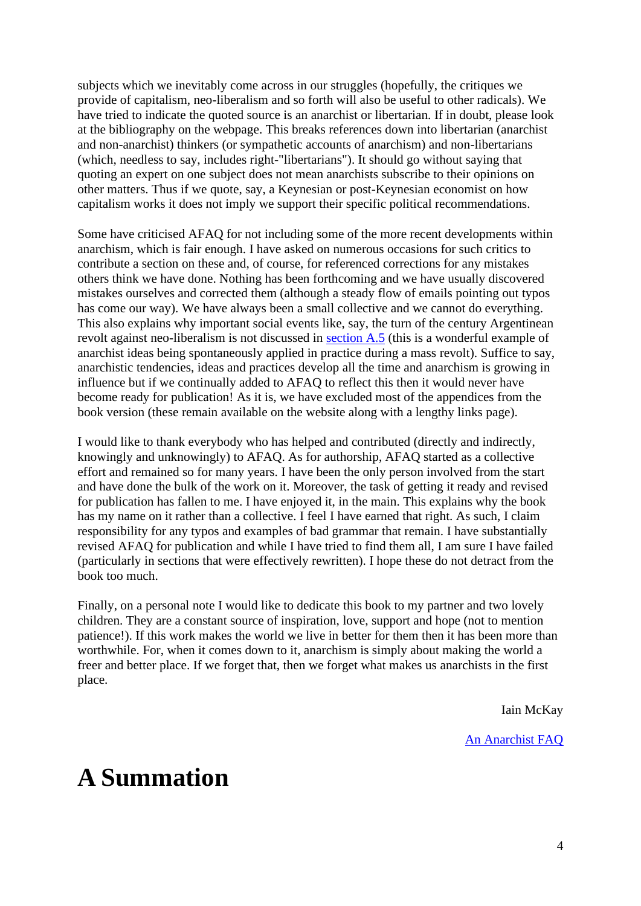subjects which we inevitably come across in our struggles (hopefully, the critiques we provide of capitalism, neo-liberalism and so forth will also be useful to other radicals). We have tried to indicate the quoted source is an anarchist or libertarian. If in doubt, please look at the bibliography on the webpage. This breaks references down into libertarian (anarchist and non-anarchist) thinkers (or sympathetic accounts of anarchism) and non-libertarians (which, needless to say, includes right-"libertarians"). It should go without saying that quoting an expert on one subject does not mean anarchists subscribe to their opinions on other matters. Thus if we quote, say, a Keynesian or post-Keynesian economist on how capitalism works it does not imply we support their specific political recommendations.

Some have criticised AFAQ for not including some of the more recent developments within anarchism, which is fair enough. I have asked on numerous occasions for such critics to contribute a section on these and, of course, for referenced corrections for any mistakes others think we have done. Nothing has been forthcoming and we have usually discovered mistakes ourselves and corrected them (although a steady flow of emails pointing out typos has come our way). We have always been a small collective and we cannot do everything. This also explains why important social events like, say, the turn of the century Argentinean revolt against neo-liberalism is not discussed in [section A.5](#) (this is a wonderful example of anarchist ideas being spontaneously applied in practice during a mass revolt). Suffice to say, anarchistic tendencies, ideas and practices develop all the time and anarchism is growing in influence but if we continually added to AFAQ to reflect this then it would never have become ready for publication! As it is, we have excluded most of the appendices from the book version (these remain available on the website along with a lengthy links page).

I would like to thank everybody who has helped and contributed (directly and indirectly, knowingly and unknowingly) to AFAQ. As for authorship, AFAQ started as a collective effort and remained so for many years. I have been the only person involved from the start and have done the bulk of the work on it. Moreover, the task of getting it ready and revised for publication has fallen to me. I have enjoyed it, in the main. This explains why the book has my name on it rather than a collective. I feel I have earned that right. As such, I claim responsibility for any typos and examples of bad grammar that remain. I have substantially revised AFAQ for publication and while I have tried to find them all, I am sure I have failed (particularly in sections that were effectively rewritten). I hope these do not detract from the book too much.

Finally, on a personal note I would like to dedicate this book to my partner and two lovely children. They are a constant source of inspiration, love, support and hope (not to mention patience!). If this work makes the world we live in better for them then it has been more than worthwhile. For, when it comes down to it, anarchism is simply about making the world a freer and better place. If we forget that, then we forget what makes us anarchists in the first place.

Iain McKay

[An Anarchist FAQ](#)

# A Summation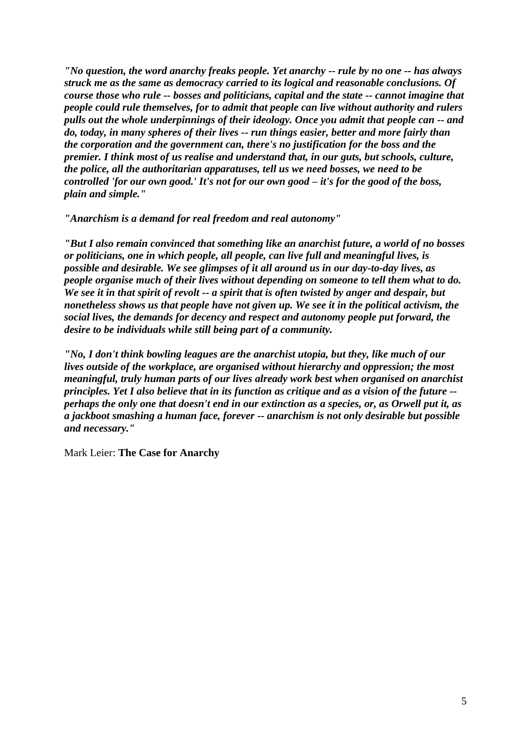***"No question, the word anarchy freaks people. Yet anarchy -- rule by no one -- has always struck me as the same as democracy carried to its logical and reasonable conclusions. Of course those who rule -- bosses and politicians, capital and the state -- cannot imagine that people could rule themselves, for to admit that people can live without authority and rulers pulls out the whole underpinnings of their ideology. Once you admit that people can -- and do, today, in many spheres of their lives -- run things easier, better and more fairly than the corporation and the government can, there's no justification for the boss and the premier. I think most of us realise and understand that, in our guts, but schools, culture, the police, all the authoritarian apparatuses, tell us we need bosses, we need to be controlled 'for our own good.' It's not for our own good – it's for the good of the boss, plain and simple."***

***"Anarchism is a demand for real freedom and real autonomy"***

***"But I also remain convinced that something like an anarchist future, a world of no bosses or politicians, one in which people, all people, can live full and meaningful lives, is possible and desirable. We see glimpses of it all around us in our day-to-day lives, as people organise much of their lives without depending on someone to tell them what to do. We see it in that spirit of revolt -- a spirit that is often twisted by anger and despair, but nonetheless shows us that people have not given up. We see it in the political activism, the social lives, the demands for decency and respect and autonomy people put forward, the desire to be individuals while still being part of a community.***

***"No, I don't think bowling leagues are the anarchist utopia, but they, like much of our lives outside of the workplace, are organised without hierarchy and oppression; the most meaningful, truly human parts of our lives already work best when organised on anarchist principles. Yet I also believe that in its function as critique and as a vision of the future -- perhaps the only one that doesn't end in our extinction as a species, or, as Orwell put it, as a jackboot smashing a human face, forever -- anarchism is not only desirable but possible and necessary."***

Mark Leier: **The Case for Anarchy**